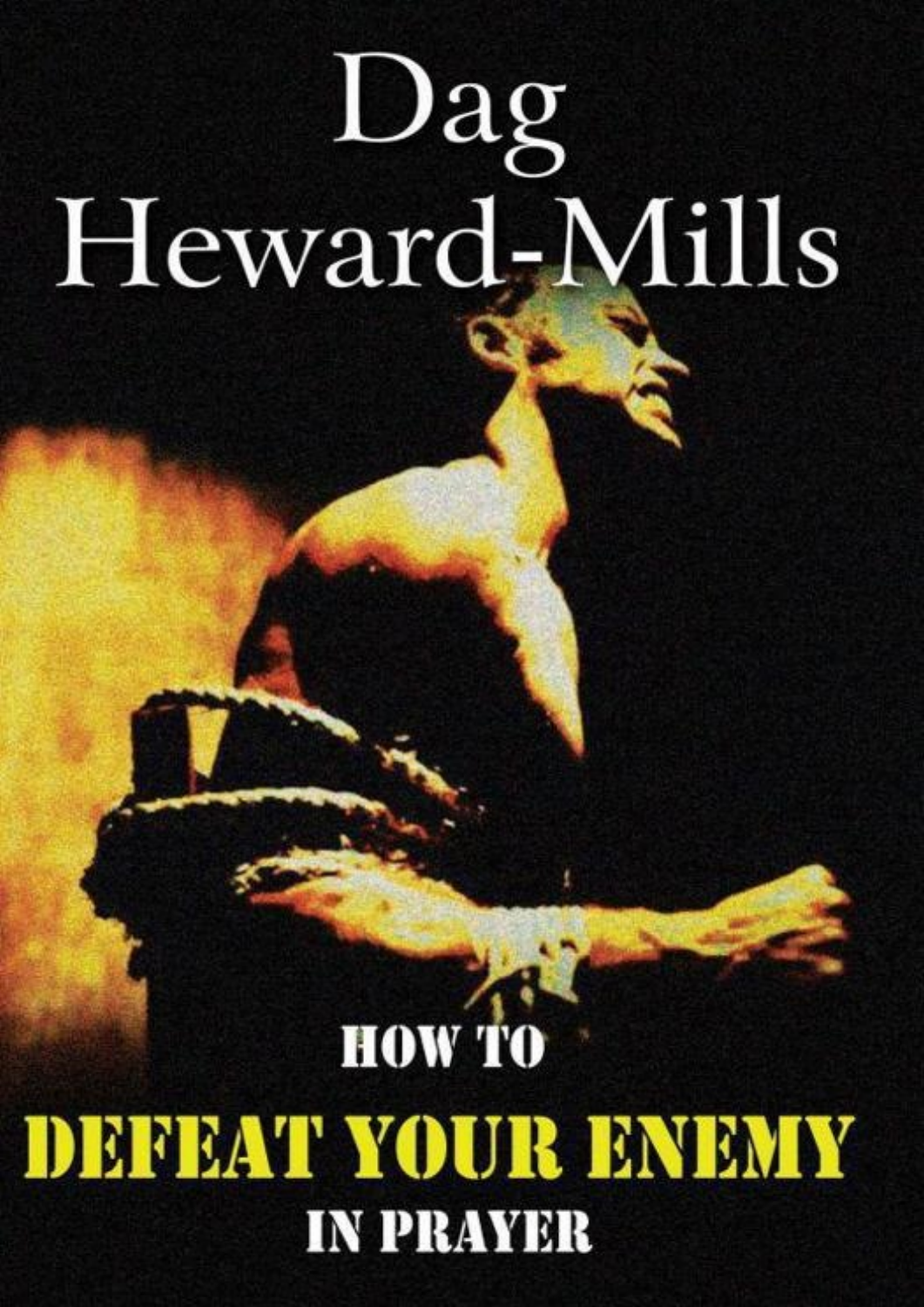# Dag Heward-Mills

## HOW TO

# DEFEAT YOUR ENEMY

## IN PRAYER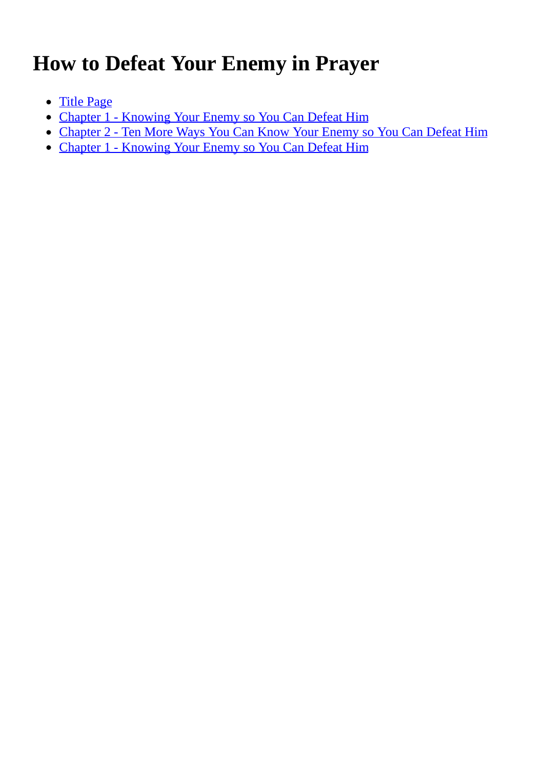# How to Defeat Your Enemy in Prayer

- Title Page
- Chapter 1 - Knowing Your Enemy so You Can Defeat Him
- Chapter 2 - Ten More Ways You Can Know Your Enemy so You Can Defeat Him
- Chapter 1 - Knowing Your Enemy so You Can Defeat Him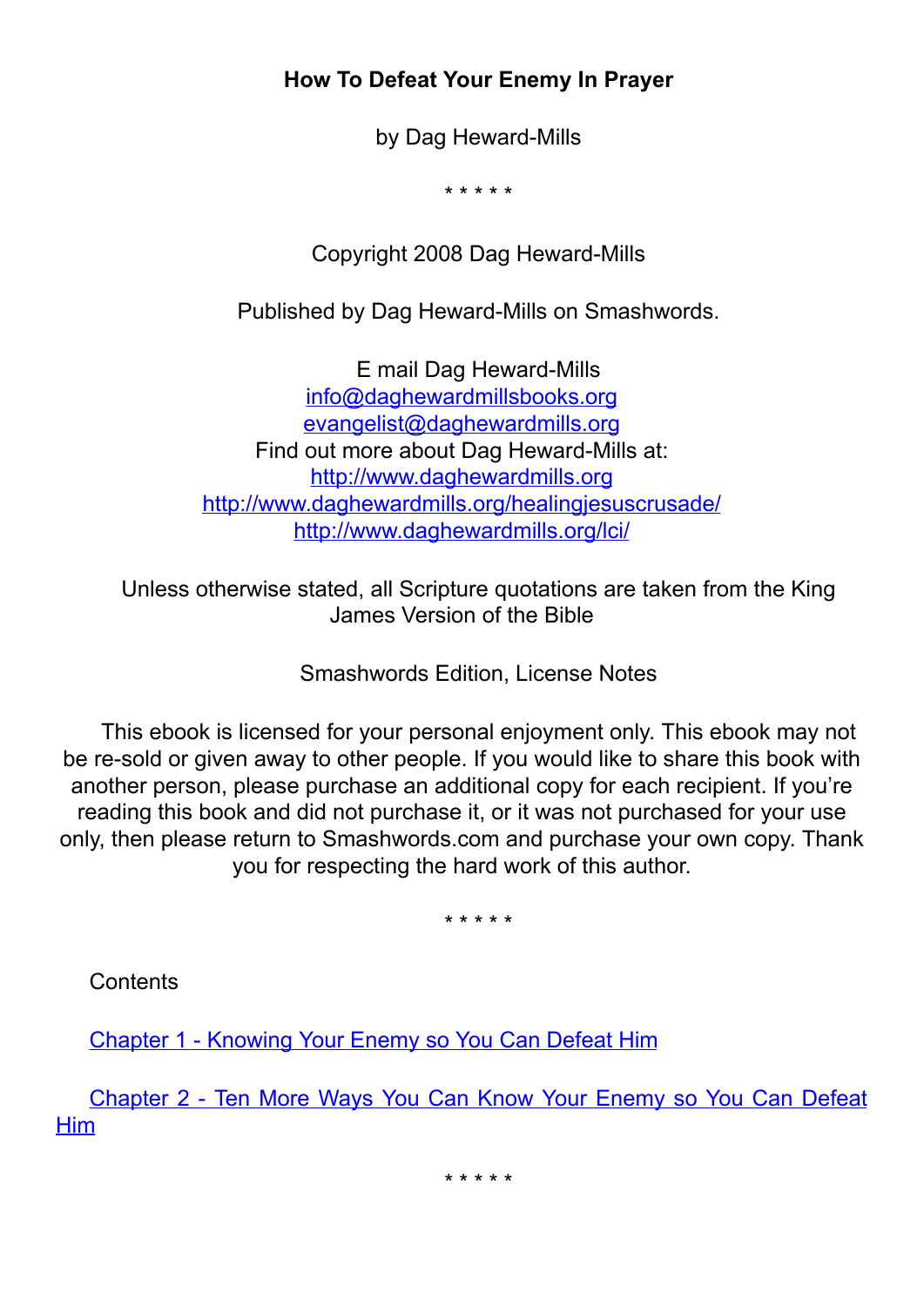**How To Defeat Your Enemy In Prayer**

by Dag Heward-Mills

\* \* \* \* \*

Copyright 2008 Dag Heward-Mills

Published by Dag Heward-Mills on Smashwords.

E mail Dag Heward-Mills
info@daghewardmillsbooks.org
evangelist@daghewardmills.org
Find out more about Dag Heward-Mills at:
http://www.daghewardmills.org
http://www.daghewardmills.org/healingjesuscrusade/
http://www.daghewardmills.org/lci/

Unless otherwise stated, all Scripture quotations are taken from the King James Version of the Bible

Smashwords Edition, License Notes

This ebook is licensed for your personal enjoyment only. This ebook may not be re-sold or given away to other people. If you would like to share this book with another person, please purchase an additional copy for each recipient. If you're reading this book and did not purchase it, or it was not purchased for your use only, then please return to Smashwords.com and purchase your own copy. Thank you for respecting the hard work of this author.

\* \* \* \* \*

Contents

Chapter 1 - Knowing Your Enemy so You Can Defeat Him

Chapter 2 - Ten More Ways You Can Know Your Enemy so You Can Defeat Him

\* \* \* \* \*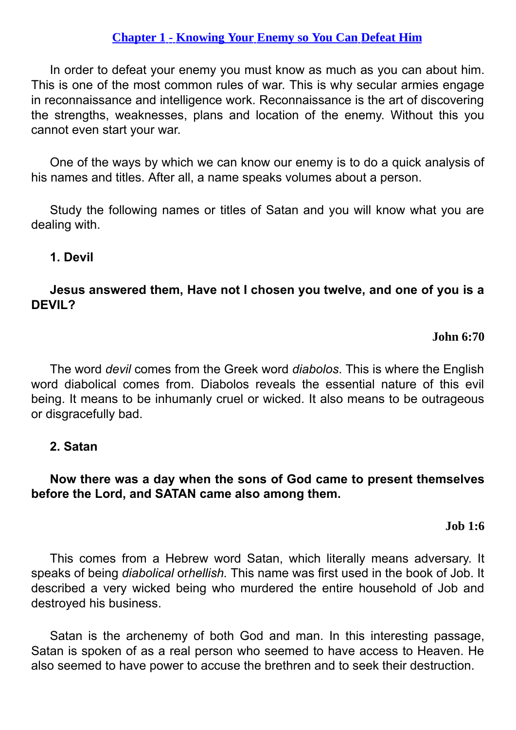## Chapter 1 - Knowing Your Enemy so You Can Defeat Him

In order to defeat your enemy you must know as much as you can about him. This is one of the most common rules of war. This is why secular armies engage in reconnaissance and intelligence work. Reconnaissance is the art of discovering the strengths, weaknesses, plans and location of the enemy. Without this you cannot even start your war.

One of the ways by which we can know our enemy is to do a quick analysis of his names and titles. After all, a name speaks volumes about a person.

Study the following names or titles of Satan and you will know what you are dealing with.

**1. Devil**

**Jesus answered them, Have not I chosen you twelve, and one of you is a DEVIL?**

**John 6:70**

The word *devil* comes from the Greek word *diabolos*. This is where the English word diabolical comes from. Diabolos reveals the essential nature of this evil being. It means to be inhumanly cruel or wicked. It also means to be outrageous or disgracefully bad.

**2. Satan**

**Now there was a day when the sons of God came to present themselves before the Lord, and SATAN came also among them.**

**Job 1:6**

This comes from a Hebrew word Satan, which literally means adversary. It speaks of being *diabolical* or*hellish.* This name was first used in the book of Job. It described a very wicked being who murdered the entire household of Job and destroyed his business.

Satan is the archenemy of both God and man. In this interesting passage, Satan is spoken of as a real person who seemed to have access to Heaven. He also seemed to have power to accuse the brethren and to seek their destruction.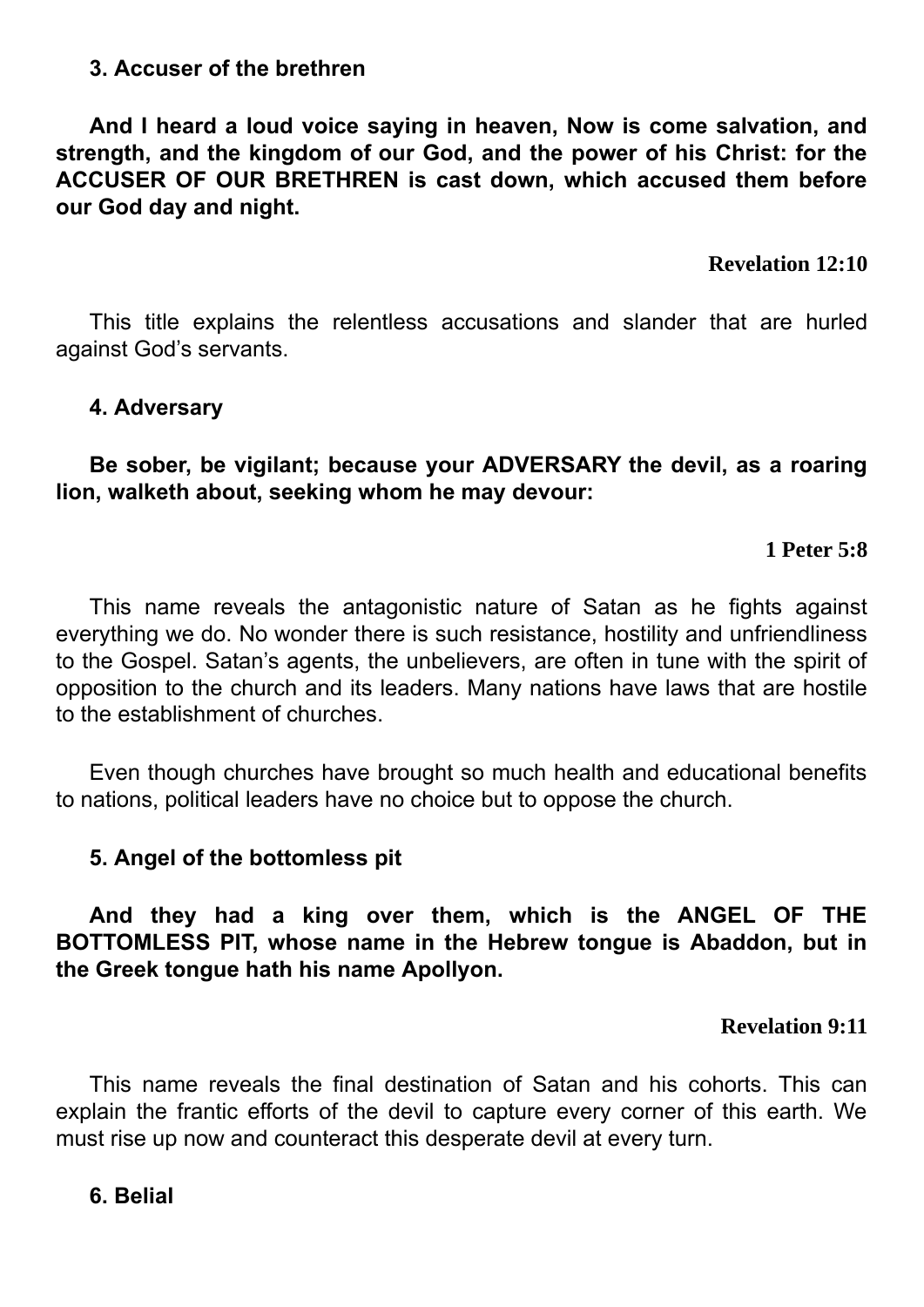### 3. Accuser of the brethren

**And I heard a loud voice saying in heaven, Now is come salvation, and strength, and the kingdom of our God, and the power of his Christ: for the ACCUSER OF OUR BRETHREN is cast down, which accused them before our God day and night.**

**Revelation 12:10**

This title explains the relentless accusations and slander that are hurled against God's servants.

### 4. Adversary

**Be sober, be vigilant; because your ADVERSARY the devil, as a roaring lion, walketh about, seeking whom he may devour:**

**1 Peter 5:8**

This name reveals the antagonistic nature of Satan as he fights against everything we do. No wonder there is such resistance, hostility and unfriendliness to the Gospel. Satan's agents, the unbelievers, are often in tune with the spirit of opposition to the church and its leaders. Many nations have laws that are hostile to the establishment of churches.

Even though churches have brought so much health and educational benefits to nations, political leaders have no choice but to oppose the church.

### 5. Angel of the bottomless pit

**And they had a king over them, which is the ANGEL OF THE BOTTOMLESS PIT, whose name in the Hebrew tongue is Abaddon, but in the Greek tongue hath his name Apollyon.**

**Revelation 9:11**

This name reveals the final destination of Satan and his cohorts. This can explain the frantic efforts of the devil to capture every corner of this earth. We must rise up now and counteract this desperate devil at every turn.

### 6. Belial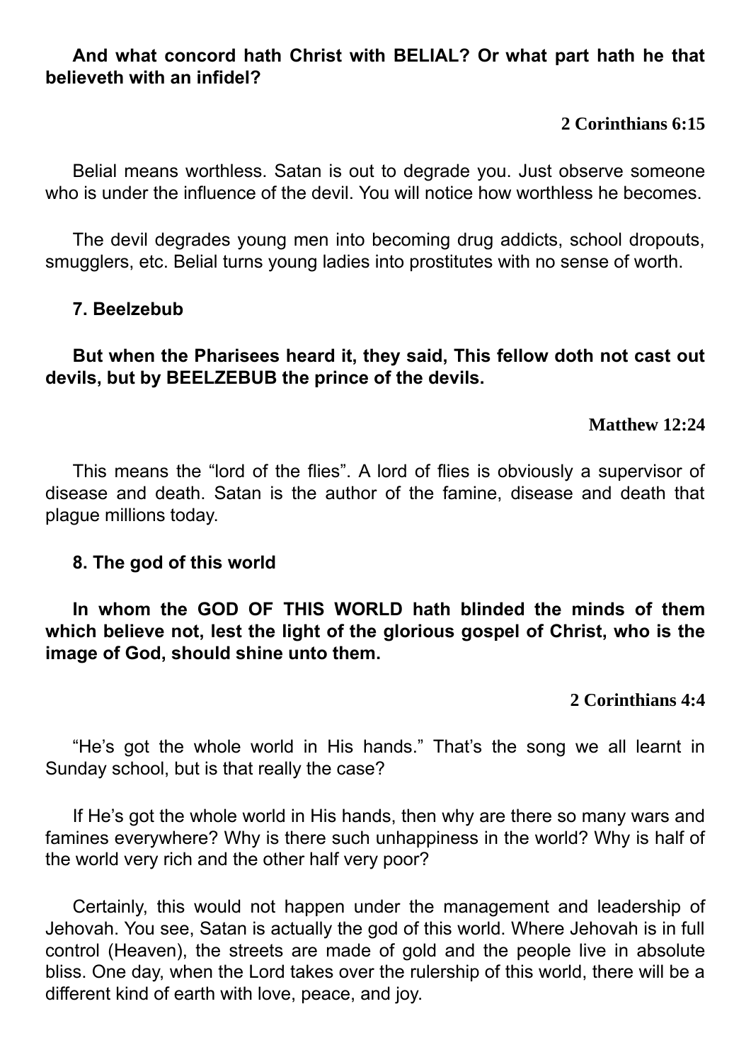**And what concord hath Christ with BELIAL? Or what part hath he that believeth with an infidel?**

**2 Corinthians 6:15**

Belial means worthless. Satan is out to degrade you. Just observe someone who is under the influence of the devil. You will notice how worthless he becomes.

The devil degrades young men into becoming drug addicts, school dropouts, smugglers, etc. Belial turns young ladies into prostitutes with no sense of worth.

**7. Beelzebub**

**But when the Pharisees heard it, they said, This fellow doth not cast out devils, but by BEELZEBUB the prince of the devils.**

**Matthew 12:24**

This means the "lord of the flies". A lord of flies is obviously a supervisor of disease and death. Satan is the author of the famine, disease and death that plague millions today.

**8. The god of this world**

**In whom the GOD OF THIS WORLD hath blinded the minds of them which believe not, lest the light of the glorious gospel of Christ, who is the image of God, should shine unto them.**

**2 Corinthians 4:4**

"He's got the whole world in His hands." That's the song we all learnt in Sunday school, but is that really the case?

If He's got the whole world in His hands, then why are there so many wars and famines everywhere? Why is there such unhappiness in the world? Why is half of the world very rich and the other half very poor?

Certainly, this would not happen under the management and leadership of Jehovah. You see, Satan is actually the god of this world. Where Jehovah is in full control (Heaven), the streets are made of gold and the people live in absolute bliss. One day, when the Lord takes over the rulership of this world, there will be a different kind of earth with love, peace, and joy.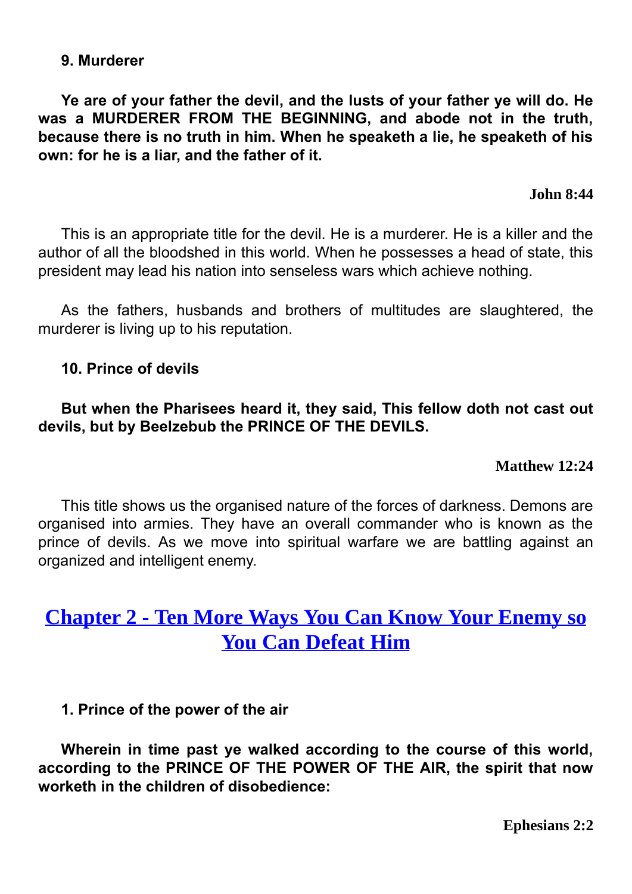**9. Murderer**

**Ye are of your father the devil, and the lusts of your father ye will do. He was a MURDERER FROM THE BEGINNING, and abode not in the truth, because there is no truth in him. When he speaketh a lie, he speaketh of his own: for he is a liar, and the father of it.**

**John 8:44**

This is an appropriate title for the devil. He is a murderer. He is a killer and the author of all the bloodshed in this world. When he possesses a head of state, this president may lead his nation into senseless wars which achieve nothing.

As the fathers, husbands and brothers of multitudes are slaughtered, the murderer is living up to his reputation.

**10. Prince of devils**

**But when the Pharisees heard it, they said, This fellow doth not cast out devils, but by Beelzebub the PRINCE OF THE DEVILS.**

**Matthew 12:24**

This title shows us the organised nature of the forces of darkness. Demons are organised into armies. They have an overall commander who is known as the prince of devils. As we move into spiritual warfare we are battling against an organized and intelligent enemy.

## Chapter 2 - Ten More Ways You Can Know Your Enemy so You Can Defeat Him

**1. Prince of the power of the air**

**Wherein in time past ye walked according to the course of this world, according to the PRINCE OF THE POWER OF THE AIR, the spirit that now worketh in the children of disobedience:**

**Ephesians 2:2**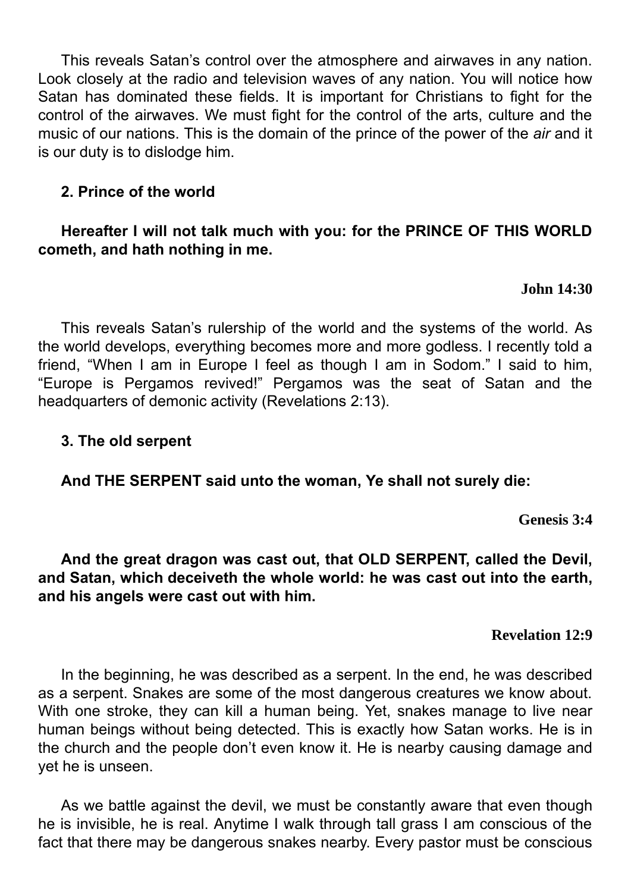This reveals Satan's control over the atmosphere and airwaves in any nation. Look closely at the radio and television waves of any nation. You will notice how Satan has dominated these fields. It is important for Christians to fight for the control of the airwaves. We must fight for the control of the arts, culture and the music of our nations. This is the domain of the prince of the power of the *air* and it is our duty is to dislodge him.

**2. Prince of the world**

**Hereafter I will not talk much with you: for the PRINCE OF THIS WORLD cometh, and hath nothing in me.**

**John 14:30**

This reveals Satan's rulership of the world and the systems of the world. As the world develops, everything becomes more and more godless. I recently told a friend, "When I am in Europe I feel as though I am in Sodom." I said to him, "Europe is Pergamos revived!" Pergamos was the seat of Satan and the headquarters of demonic activity (Revelations 2:13).

**3. The old serpent**

**And THE SERPENT said unto the woman, Ye shall not surely die:**

**Genesis 3:4**

**And the great dragon was cast out, that OLD SERPENT, called the Devil, and Satan, which deceiveth the whole world: he was cast out into the earth, and his angels were cast out with him.**

**Revelation 12:9**

In the beginning, he was described as a serpent. In the end, he was described as a serpent. Snakes are some of the most dangerous creatures we know about. With one stroke, they can kill a human being. Yet, snakes manage to live near human beings without being detected. This is exactly how Satan works. He is in the church and the people don't even know it. He is nearby causing damage and yet he is unseen.

As we battle against the devil, we must be constantly aware that even though he is invisible, he is real. Anytime I walk through tall grass I am conscious of the fact that there may be dangerous snakes nearby. Every pastor must be conscious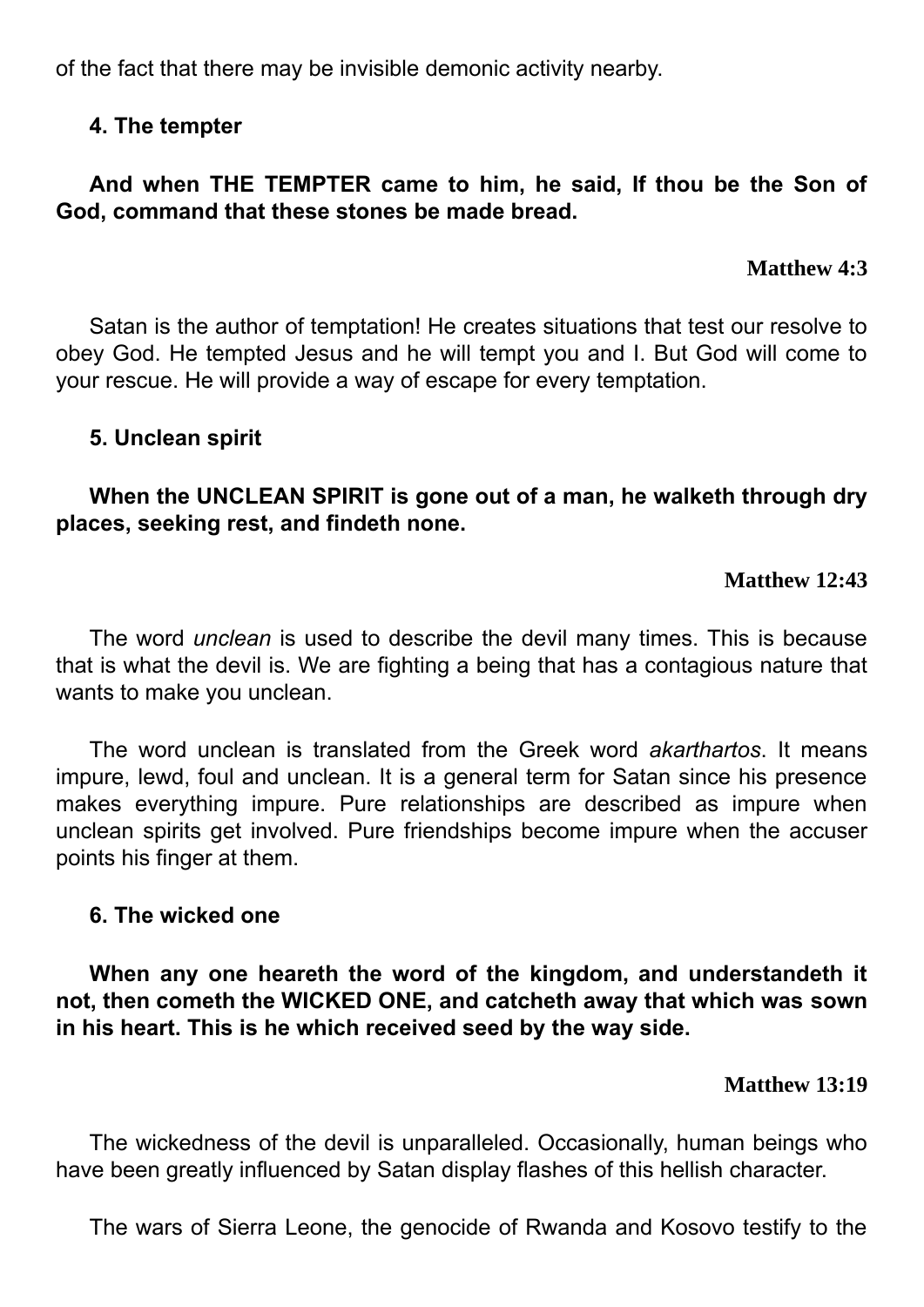of the fact that there may be invisible demonic activity nearby.

**4. The tempter**

**And when THE TEMPTER came to him, he said, If thou be the Son of God, command that these stones be made bread.**

**Matthew 4:3**

Satan is the author of temptation! He creates situations that test our resolve to obey God. He tempted Jesus and he will tempt you and I. But God will come to your rescue. He will provide a way of escape for every temptation.

**5. Unclean spirit**

**When the UNCLEAN SPIRIT is gone out of a man, he walketh through dry places, seeking rest, and findeth none.**

**Matthew 12:43**

The word *unclean* is used to describe the devil many times. This is because that is what the devil is. We are fighting a being that has a contagious nature that wants to make you unclean.

The word unclean is translated from the Greek word *akarthartos*. It means impure, lewd, foul and unclean. It is a general term for Satan since his presence makes everything impure. Pure relationships are described as impure when unclean spirits get involved. Pure friendships become impure when the accuser points his finger at them.

**6. The wicked one**

**When any one heareth the word of the kingdom, and understandeth it not, then cometh the WICKED ONE, and catcheth away that which was sown in his heart. This is he which received seed by the way side.**

**Matthew 13:19**

The wickedness of the devil is unparalleled. Occasionally, human beings who have been greatly influenced by Satan display flashes of this hellish character.

The wars of Sierra Leone, the genocide of Rwanda and Kosovo testify to the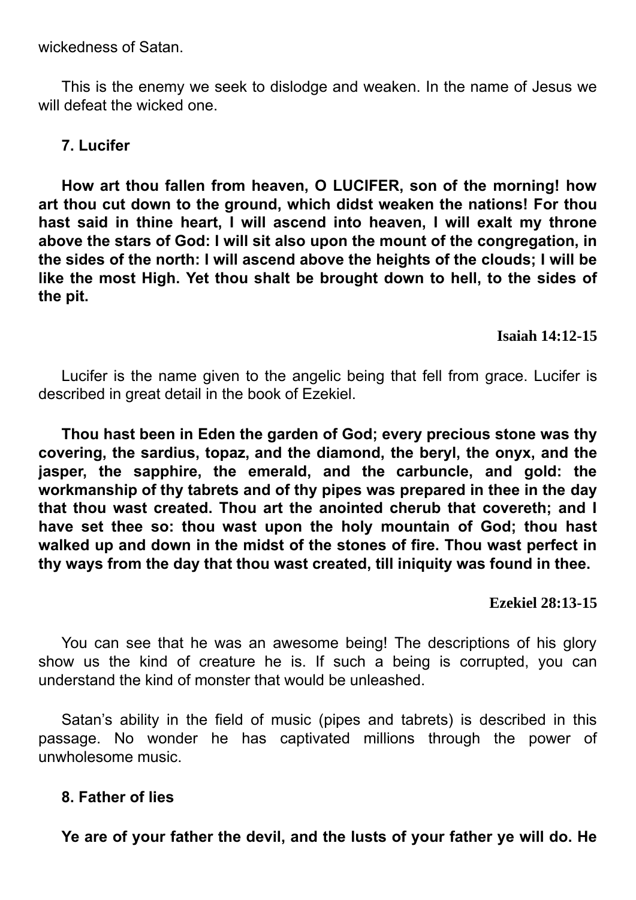wickedness of Satan.

This is the enemy we seek to dislodge and weaken. In the name of Jesus we will defeat the wicked one.

### 7. Lucifer

**How art thou fallen from heaven, O LUCIFER, son of the morning! how art thou cut down to the ground, which didst weaken the nations! For thou hast said in thine heart, I will ascend into heaven, I will exalt my throne above the stars of God: I will sit also upon the mount of the congregation, in the sides of the north: I will ascend above the heights of the clouds; I will be like the most High. Yet thou shalt be brought down to hell, to the sides of the pit.**

**Isaiah 14:12-15**

Lucifer is the name given to the angelic being that fell from grace. Lucifer is described in great detail in the book of Ezekiel.

**Thou hast been in Eden the garden of God; every precious stone was thy covering, the sardius, topaz, and the diamond, the beryl, the onyx, and the jasper, the sapphire, the emerald, and the carbuncle, and gold: the workmanship of thy tabrets and of thy pipes was prepared in thee in the day that thou wast created. Thou art the anointed cherub that covereth; and I have set thee so: thou wast upon the holy mountain of God; thou hast walked up and down in the midst of the stones of fire. Thou wast perfect in thy ways from the day that thou wast created, till iniquity was found in thee.**

**Ezekiel 28:13-15**

You can see that he was an awesome being! The descriptions of his glory show us the kind of creature he is. If such a being is corrupted, you can understand the kind of monster that would be unleashed.

Satan's ability in the field of music (pipes and tabrets) is described in this passage. No wonder he has captivated millions through the power of unwholesome music.

### 8. Father of lies

**Ye are of your father the devil, and the lusts of your father ye will do. He**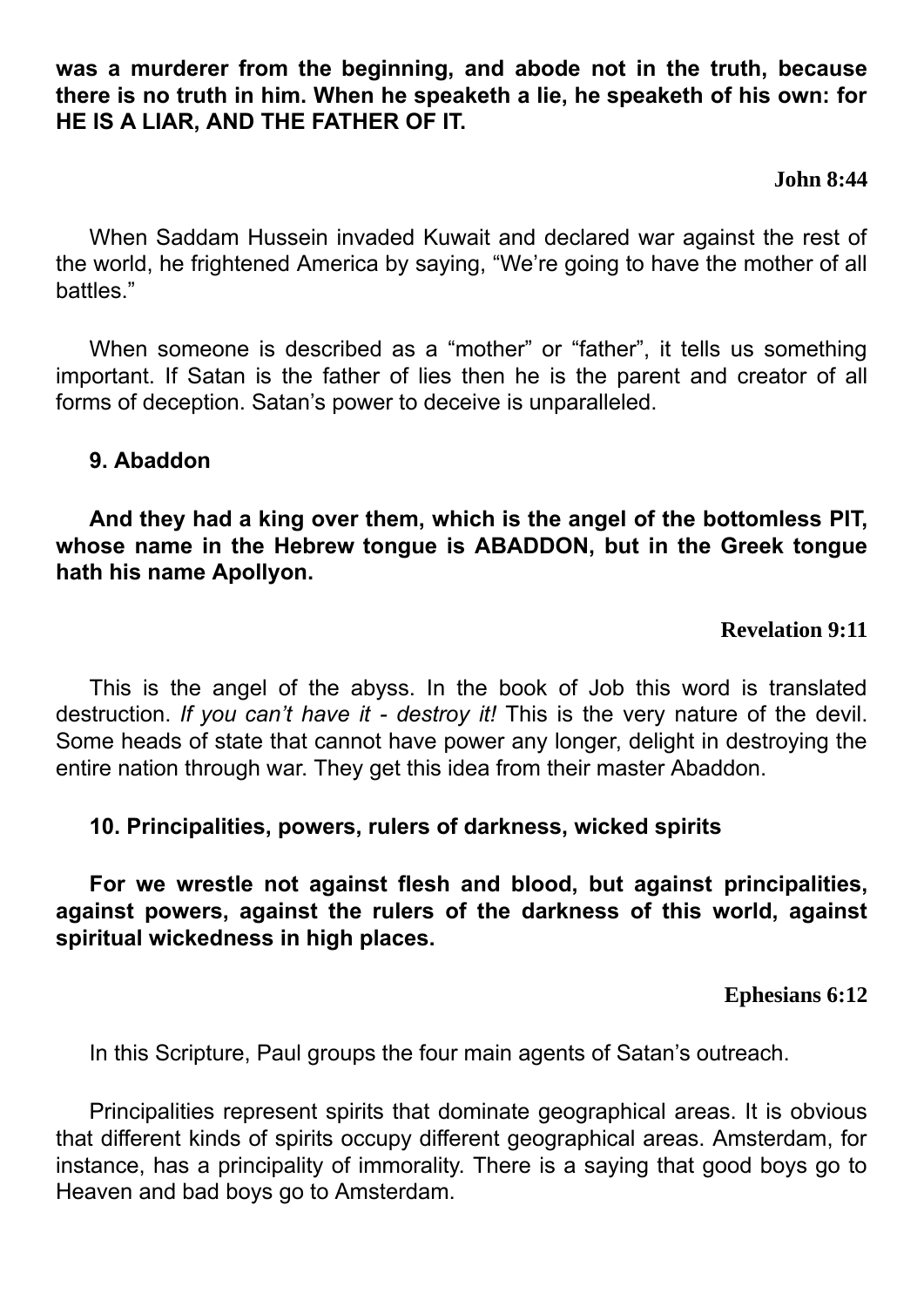**was a murderer from the beginning, and abode not in the truth, because there is no truth in him. When he speaketh a lie, he speaketh of his own: for HE IS A LIAR, AND THE FATHER OF IT.**

**John 8:44**

When Saddam Hussein invaded Kuwait and declared war against the rest of the world, he frightened America by saying, "We're going to have the mother of all battles."

When someone is described as a "mother" or "father", it tells us something important. If Satan is the father of lies then he is the parent and creator of all forms of deception. Satan's power to deceive is unparalleled.

**9. Abaddon**

**And they had a king over them, which is the angel of the bottomless PIT, whose name in the Hebrew tongue is ABADDON, but in the Greek tongue hath his name Apollyon.**

**Revelation 9:11**

This is the angel of the abyss. In the book of Job this word is translated destruction. *If you can't have it - destroy it!* This is the very nature of the devil. Some heads of state that cannot have power any longer, delight in destroying the entire nation through war. They get this idea from their master Abaddon.

**10. Principalities, powers, rulers of darkness, wicked spirits**

**For we wrestle not against flesh and blood, but against principalities, against powers, against the rulers of the darkness of this world, against spiritual wickedness in high places.**

**Ephesians 6:12**

In this Scripture, Paul groups the four main agents of Satan's outreach.

Principalities represent spirits that dominate geographical areas. It is obvious that different kinds of spirits occupy different geographical areas. Amsterdam, for instance, has a principality of immorality. There is a saying that good boys go to Heaven and bad boys go to Amsterdam.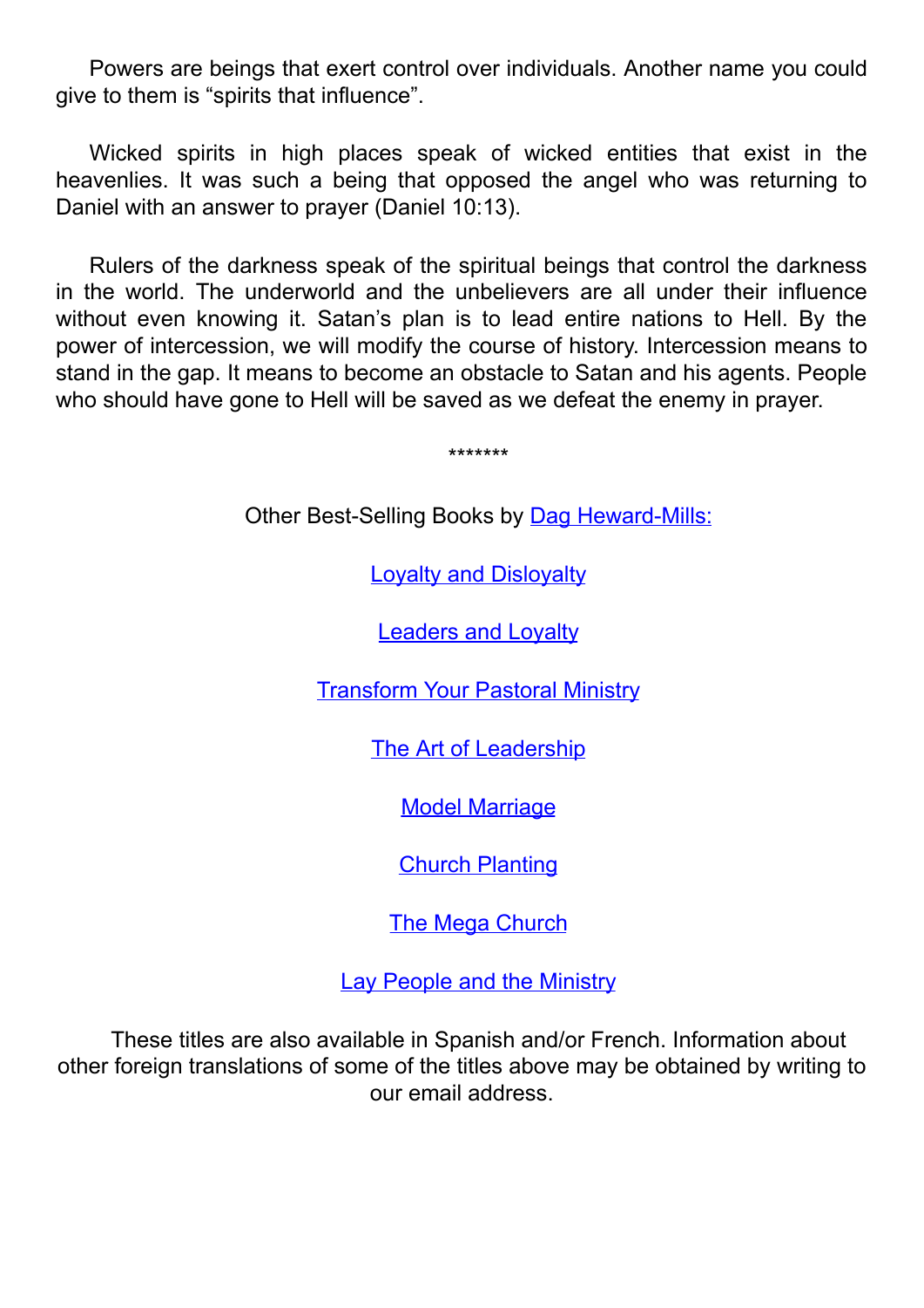Powers are beings that exert control over individuals. Another name you could give to them is “spirits that influence”.

Wicked spirits in high places speak of wicked entities that exist in the heavenlies. It was such a being that opposed the angel who was returning to Daniel with an answer to prayer (Daniel 10:13).

Rulers of the darkness speak of the spiritual beings that control the darkness in the world. The underworld and the unbelievers are all under their influence without even knowing it. Satan’s plan is to lead entire nations to Hell. By the power of intercession, we will modify the course of history. Intercession means to stand in the gap. It means to become an obstacle to Satan and his agents. People who should have gone to Hell will be saved as we defeat the enemy in prayer.

*******

Other Best-Selling Books by Dag Heward-Mills:

Loyalty and Disloyalty

Leaders and Loyalty

Transform Your Pastoral Ministry

The Art of Leadership

Model Marriage

Church Planting

The Mega Church

Lay People and the Ministry

These titles are also available in Spanish and/or French. Information about other foreign translations of some of the titles above may be obtained by writing to our email address.